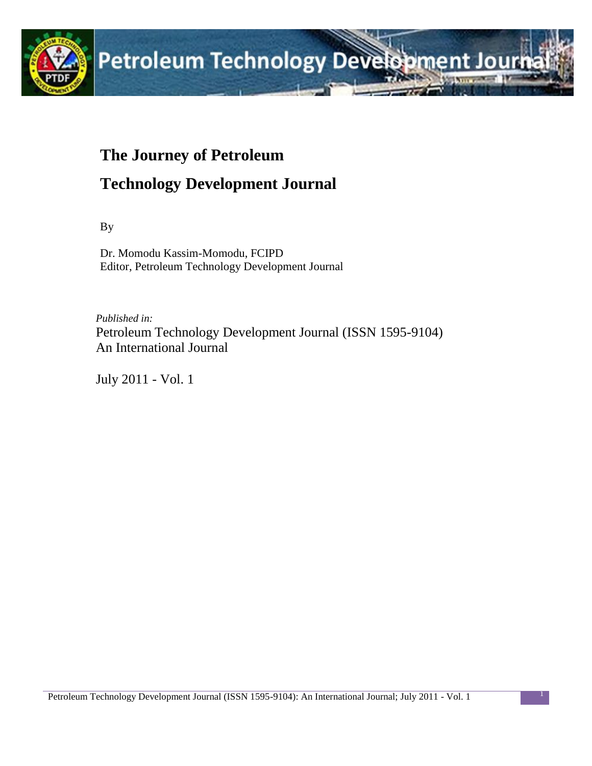# The Journey of Petroleum Technology Development Journal

By

Dr. Momodu Kassim-Momodu, FCIPD
Editor, Petroleum Technology Development Journal

*Published in:*
Petroleum Technology Development Journal (ISSN 1595-9104)
An International Journal

July 2011 - Vol. 1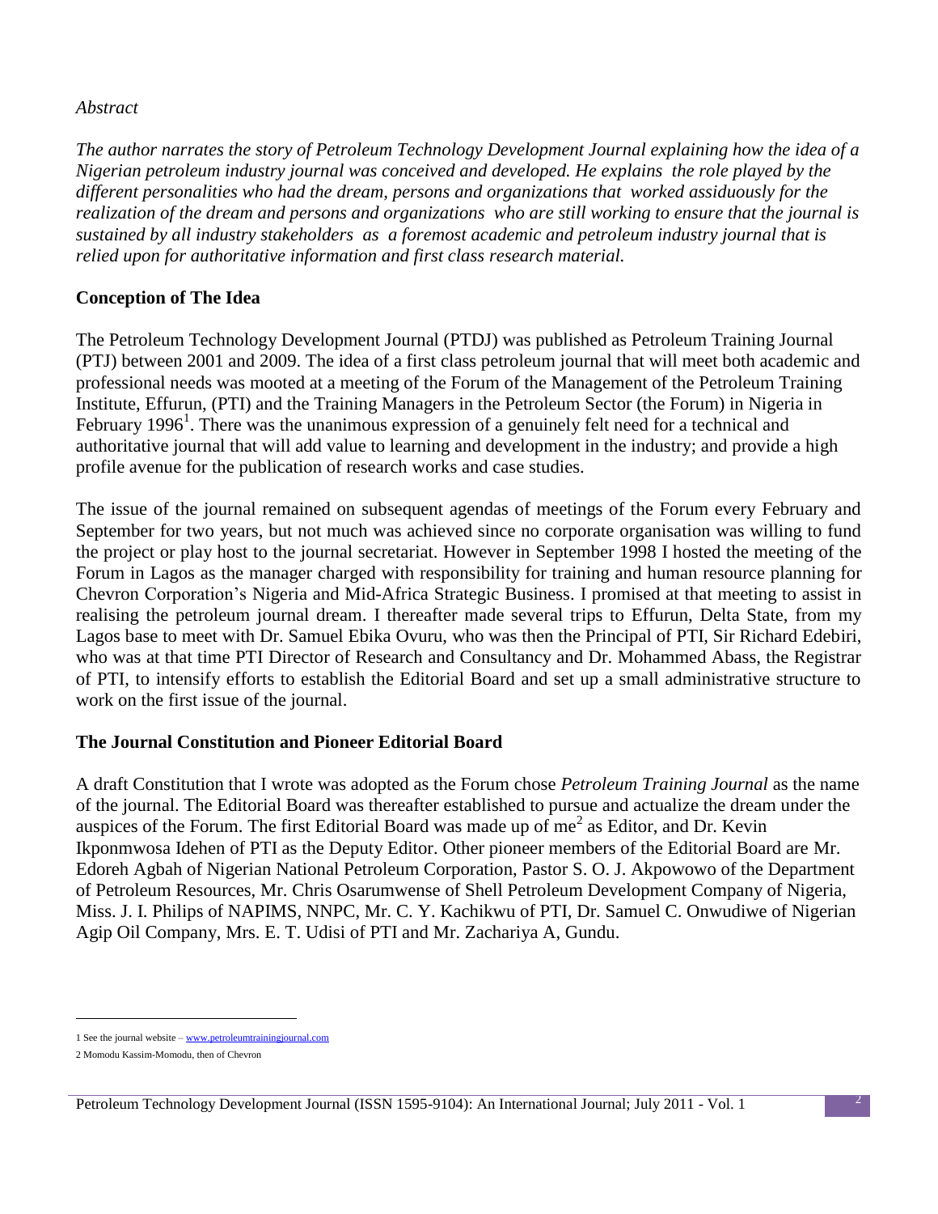*Abstract*

*The author narrates the story of Petroleum Technology Development Journal explaining how the idea of a Nigerian petroleum industry journal was conceived and developed. He explains the role played by the different personalities who had the dream, persons and organizations that worked assiduously for the realization of the dream and persons and organizations who are still working to ensure that the journal is sustained by all industry stakeholders as a foremost academic and petroleum industry journal that is relied upon for authoritative information and first class research material.*

## Conception of The Idea

The Petroleum Technology Development Journal (PTDJ) was published as Petroleum Training Journal (PTJ) between 2001 and 2009. The idea of a first class petroleum journal that will meet both academic and professional needs was mooted at a meeting of the Forum of the Management of the Petroleum Training Institute, Effurun, (PTI) and the Training Managers in the Petroleum Sector (the Forum) in Nigeria in February 1996[1]. There was the unanimous expression of a genuinely felt need for a technical and authoritative journal that will add value to learning and development in the industry; and provide a high profile avenue for the publication of research works and case studies.

The issue of the journal remained on subsequent agendas of meetings of the Forum every February and September for two years, but not much was achieved since no corporate organisation was willing to fund the project or play host to the journal secretariat. However in September 1998 I hosted the meeting of the Forum in Lagos as the manager charged with responsibility for training and human resource planning for Chevron Corporation's Nigeria and Mid-Africa Strategic Business. I promised at that meeting to assist in realising the petroleum journal dream. I thereafter made several trips to Effurun, Delta State, from my Lagos base to meet with Dr. Samuel Ebika Ovuru, who was then the Principal of PTI, Sir Richard Edebiri, who was at that time PTI Director of Research and Consultancy and Dr. Mohammed Abass, the Registrar of PTI, to intensify efforts to establish the Editorial Board and set up a small administrative structure to work on the first issue of the journal.

## The Journal Constitution and Pioneer Editorial Board

A draft Constitution that I wrote was adopted as the Forum chose *Petroleum Training Journal* as the name of the journal. The Editorial Board was thereafter established to pursue and actualize the dream under the auspices of the Forum. The first Editorial Board was made up of me[2] as Editor, and Dr. Kevin Ikponmwosa Idehen of PTI as the Deputy Editor. Other pioneer members of the Editorial Board are Mr. Edoreh Agbah of Nigerian National Petroleum Corporation, Pastor S. O. J. Akpowowo of the Department of Petroleum Resources, Mr. Chris Osarumwense of Shell Petroleum Development Company of Nigeria, Miss. J. I. Philips of NAPIMS, NNPC, Mr. C. Y. Kachikwu of PTI, Dr. Samuel C. Onwudiwe of Nigerian Agip Oil Company, Mrs. E. T. Udisi of PTI and Mr. Zachariya A, Gundu.

---

1 See the journal website – www.petroleumtrainingjournal.com

2 Momodu Kassim-Momodu, then of Chevron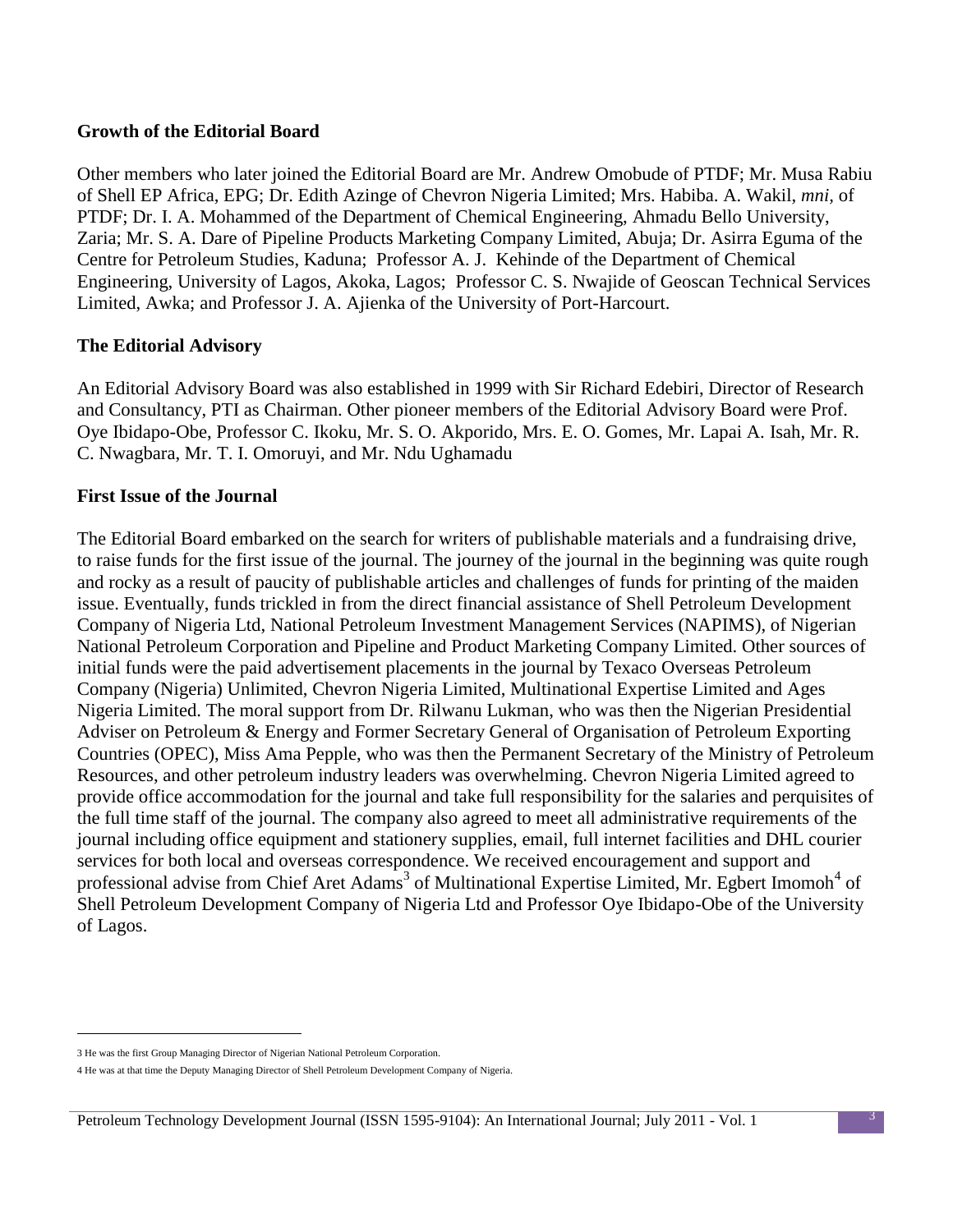## Growth of the Editorial Board

Other members who later joined the Editorial Board are Mr. Andrew Omobude of PTDF; Mr. Musa Rabiu of Shell EP Africa, EPG; Dr. Edith Azinge of Chevron Nigeria Limited; Mrs. Habiba. A. Wakil, *mni*, of PTDF; Dr. I. A. Mohammed of the Department of Chemical Engineering, Ahmadu Bello University, Zaria; Mr. S. A. Dare of Pipeline Products Marketing Company Limited, Abuja; Dr. Asirra Eguma of the Centre for Petroleum Studies, Kaduna; Professor A. J. Kehinde of the Department of Chemical Engineering, University of Lagos, Akoka, Lagos; Professor C. S. Nwajide of Geoscan Technical Services Limited, Awka; and Professor J. A. Ajienka of the University of Port-Harcourt.

## The Editorial Advisory

An Editorial Advisory Board was also established in 1999 with Sir Richard Edebiri, Director of Research and Consultancy, PTI as Chairman. Other pioneer members of the Editorial Advisory Board were Prof. Oye Ibidapo-Obe, Professor C. Ikoku, Mr. S. O. Akporido, Mrs. E. O. Gomes, Mr. Lapai A. Isah, Mr. R. C. Nwagbara, Mr. T. I. Omoruyi, and Mr. Ndu Ughamadu

## First Issue of the Journal

The Editorial Board embarked on the search for writers of publishable materials and a fundraising drive, to raise funds for the first issue of the journal. The journey of the journal in the beginning was quite rough and rocky as a result of paucity of publishable articles and challenges of funds for printing of the maiden issue. Eventually, funds trickled in from the direct financial assistance of Shell Petroleum Development Company of Nigeria Ltd, National Petroleum Investment Management Services (NAPIMS), of Nigerian National Petroleum Corporation and Pipeline and Product Marketing Company Limited. Other sources of initial funds were the paid advertisement placements in the journal by Texaco Overseas Petroleum Company (Nigeria) Unlimited, Chevron Nigeria Limited, Multinational Expertise Limited and Ages Nigeria Limited. The moral support from Dr. Rilwanu Lukman, who was then the Nigerian Presidential Adviser on Petroleum & Energy and Former Secretary General of Organisation of Petroleum Exporting Countries (OPEC), Miss Ama Pepple, who was then the Permanent Secretary of the Ministry of Petroleum Resources, and other petroleum industry leaders was overwhelming. Chevron Nigeria Limited agreed to provide office accommodation for the journal and take full responsibility for the salaries and perquisites of the full time staff of the journal. The company also agreed to meet all administrative requirements of the journal including office equipment and stationery supplies, email, full internet facilities and DHL courier services for both local and overseas correspondence. We received encouragement and support and professional advise from Chief Aret Adams[3] of Multinational Expertise Limited, Mr. Egbert Imomoh[4] of Shell Petroleum Development Company of Nigeria Ltd and Professor Oye Ibidapo-Obe of the University of Lagos.

---

3 He was the first Group Managing Director of Nigerian National Petroleum Corporation.

4 He was at that time the Deputy Managing Director of Shell Petroleum Development Company of Nigeria.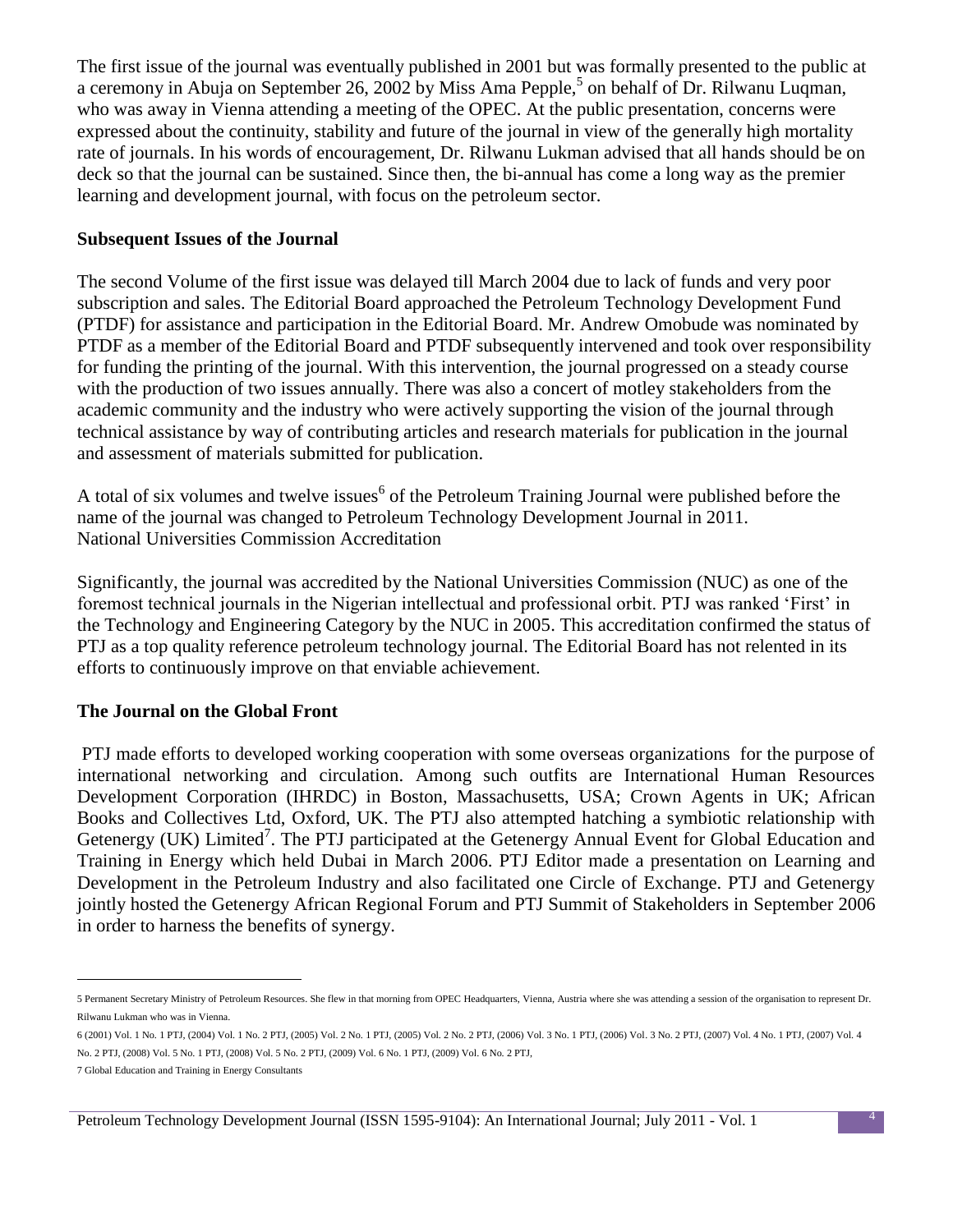The first issue of the journal was eventually published in 2001 but was formally presented to the public at a ceremony in Abuja on September 26, 2002 by Miss Ama Pepple,[5] on behalf of Dr. Rilwanu Luqman, who was away in Vienna attending a meeting of the OPEC. At the public presentation, concerns were expressed about the continuity, stability and future of the journal in view of the generally high mortality rate of journals. In his words of encouragement, Dr. Rilwanu Lukman advised that all hands should be on deck so that the journal can be sustained. Since then, the bi-annual has come a long way as the premier learning and development journal, with focus on the petroleum sector.

## Subsequent Issues of the Journal

The second Volume of the first issue was delayed till March 2004 due to lack of funds and very poor subscription and sales. The Editorial Board approached the Petroleum Technology Development Fund (PTDF) for assistance and participation in the Editorial Board. Mr. Andrew Omobude was nominated by PTDF as a member of the Editorial Board and PTDF subsequently intervened and took over responsibility for funding the printing of the journal. With this intervention, the journal progressed on a steady course with the production of two issues annually. There was also a concert of motley stakeholders from the academic community and the industry who were actively supporting the vision of the journal through technical assistance by way of contributing articles and research materials for publication in the journal and assessment of materials submitted for publication.

A total of six volumes and twelve issues[6] of the Petroleum Training Journal were published before the name of the journal was changed to Petroleum Technology Development Journal in 2011.
National Universities Commission Accreditation

Significantly, the journal was accredited by the National Universities Commission (NUC) as one of the foremost technical journals in the Nigerian intellectual and professional orbit. PTJ was ranked 'First' in the Technology and Engineering Category by the NUC in 2005. This accreditation confirmed the status of PTJ as a top quality reference petroleum technology journal. The Editorial Board has not relented in its efforts to continuously improve on that enviable achievement.

## The Journal on the Global Front

PTJ made efforts to developed working cooperation with some overseas organizations for the purpose of international networking and circulation. Among such outfits are International Human Resources Development Corporation (IHRDC) in Boston, Massachusetts, USA; Crown Agents in UK; African Books and Collectives Ltd, Oxford, UK. The PTJ also attempted hatching a symbiotic relationship with Getenergy (UK) Limited[7]. The PTJ participated at the Getenergy Annual Event for Global Education and Training in Energy which held Dubai in March 2006. PTJ Editor made a presentation on Learning and Development in the Petroleum Industry and also facilitated one Circle of Exchange. PTJ and Getenergy jointly hosted the Getenergy African Regional Forum and PTJ Summit of Stakeholders in September 2006 in order to harness the benefits of synergy.

---

5 Permanent Secretary Ministry of Petroleum Resources. She flew in that morning from OPEC Headquarters, Vienna, Austria where she was attending a session of the organisation to represent Dr. Rilwanu Lukman who was in Vienna.

6 (2001) Vol. 1 No. 1 PTJ, (2004) Vol. 1 No. 2 PTJ, (2005) Vol. 2 No. 1 PTJ, (2005) Vol. 2 No. 2 PTJ, (2006) Vol. 3 No. 1 PTJ, (2006) Vol. 3 No. 2 PTJ, (2007) Vol. 4 No. 1 PTJ, (2007) Vol. 4 No. 2 PTJ, (2008) Vol. 5 No. 1 PTJ, (2008) Vol. 5 No. 2 PTJ, (2009) Vol. 6 No. 1 PTJ, (2009) Vol. 6 No. 2 PTJ,

7 Global Education and Training in Energy Consultants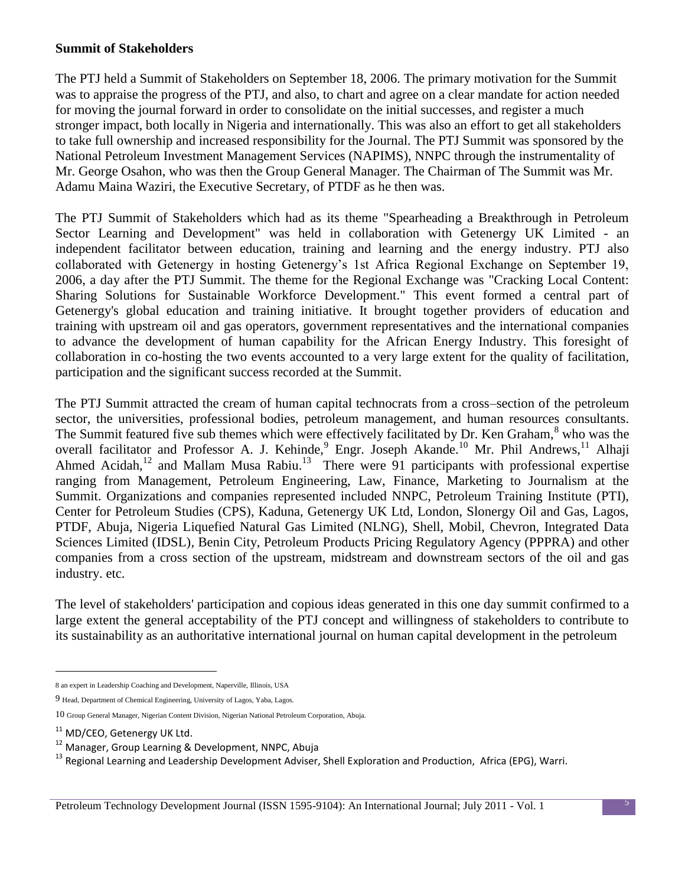**Summit of Stakeholders**

The PTJ held a Summit of Stakeholders on September 18, 2006. The primary motivation for the Summit was to appraise the progress of the PTJ, and also, to chart and agree on a clear mandate for action needed for moving the journal forward in order to consolidate on the initial successes, and register a much stronger impact, both locally in Nigeria and internationally. This was also an effort to get all stakeholders to take full ownership and increased responsibility for the Journal. The PTJ Summit was sponsored by the National Petroleum Investment Management Services (NAPIMS), NNPC through the instrumentality of Mr. George Osahon, who was then the Group General Manager. The Chairman of The Summit was Mr. Adamu Maina Waziri, the Executive Secretary, of PTDF as he then was.

The PTJ Summit of Stakeholders which had as its theme "Spearheading a Breakthrough in Petroleum Sector Learning and Development" was held in collaboration with Getenergy UK Limited - an independent facilitator between education, training and learning and the energy industry. PTJ also collaborated with Getenergy in hosting Getenergy's 1st Africa Regional Exchange on September 19, 2006, a day after the PTJ Summit. The theme for the Regional Exchange was "Cracking Local Content: Sharing Solutions for Sustainable Workforce Development." This event formed a central part of Getenergy's global education and training initiative. It brought together providers of education and training with upstream oil and gas operators, government representatives and the international companies to advance the development of human capability for the African Energy Industry. This foresight of collaboration in co-hosting the two events accounted to a very large extent for the quality of facilitation, participation and the significant success recorded at the Summit.

The PTJ Summit attracted the cream of human capital technocrats from a cross–section of the petroleum sector, the universities, professional bodies, petroleum management, and human resources consultants. The Summit featured five sub themes which were effectively facilitated by Dr. Ken Graham,[8] who was the overall facilitator and Professor A. J. Kehinde,[9] Engr. Joseph Akande.[10] Mr. Phil Andrews,[11] Alhaji Ahmed Acidah,[12] and Mallam Musa Rabiu.[13] There were 91 participants with professional expertise ranging from Management, Petroleum Engineering, Law, Finance, Marketing to Journalism at the Summit. Organizations and companies represented included NNPC, Petroleum Training Institute (PTI), Center for Petroleum Studies (CPS), Kaduna, Getenergy UK Ltd, London, Slonergy Oil and Gas, Lagos, PTDF, Abuja, Nigeria Liquefied Natural Gas Limited (NLNG), Shell, Mobil, Chevron, Integrated Data Sciences Limited (IDSL), Benin City, Petroleum Products Pricing Regulatory Agency (PPPRA) and other companies from a cross section of the upstream, midstream and downstream sectors of the oil and gas industry. etc.

The level of stakeholders' participation and copious ideas generated in this one day summit confirmed to a large extent the general acceptability of the PTJ concept and willingness of stakeholders to contribute to its sustainability as an authoritative international journal on human capital development in the petroleum

---

8 an expert in Leadership Coaching and Development, Naperville, Illinois, USA

9 Head, Department of Chemical Engineering, University of Lagos, Yaba, Lagos.

10 Group General Manager, Nigerian Content Division, Nigerian National Petroleum Corporation, Abuja.

11 MD/CEO, Getenergy UK Ltd.

12 Manager, Group Learning & Development, NNPC, Abuja

13 Regional Learning and Leadership Development Adviser, Shell Exploration and Production, Africa (EPG), Warri.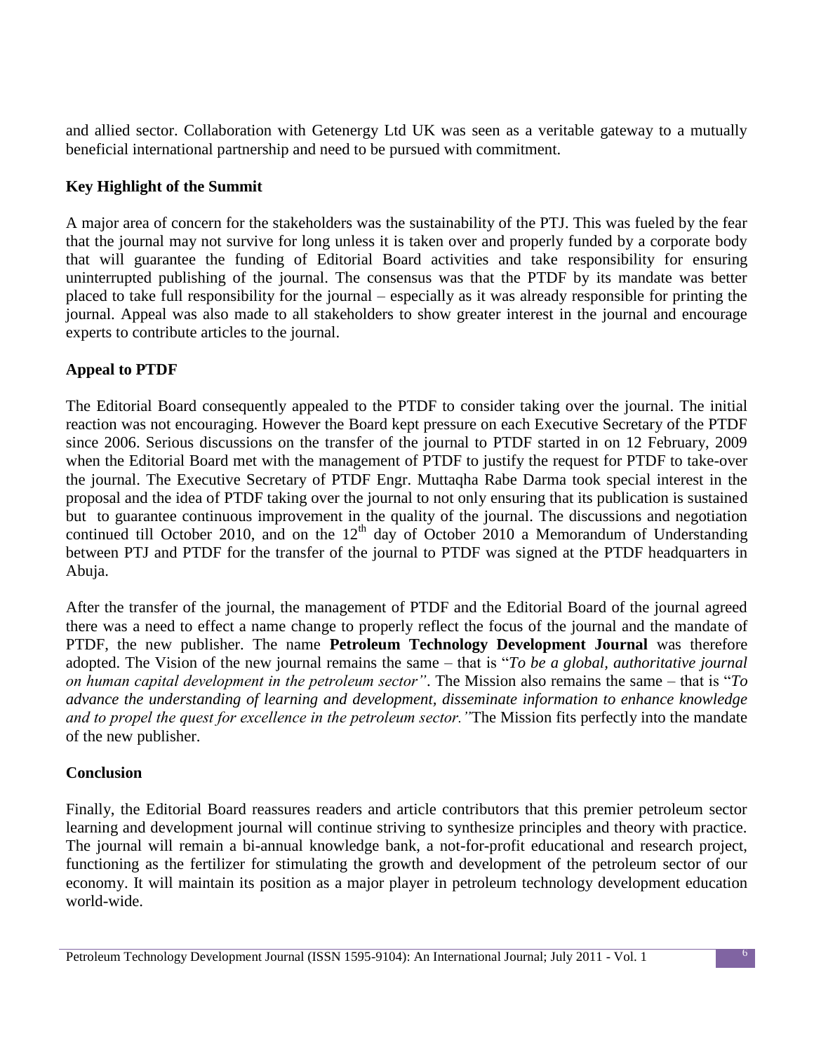and allied sector. Collaboration with Getenergy Ltd UK was seen as a veritable gateway to a mutually beneficial international partnership and need to be pursued with commitment.

**Key Highlight of the Summit**

A major area of concern for the stakeholders was the sustainability of the PTJ. This was fueled by the fear that the journal may not survive for long unless it is taken over and properly funded by a corporate body that will guarantee the funding of Editorial Board activities and take responsibility for ensuring uninterrupted publishing of the journal. The consensus was that the PTDF by its mandate was better placed to take full responsibility for the journal – especially as it was already responsible for printing the journal. Appeal was also made to all stakeholders to show greater interest in the journal and encourage experts to contribute articles to the journal.

**Appeal to PTDF**

The Editorial Board consequently appealed to the PTDF to consider taking over the journal. The initial reaction was not encouraging. However the Board kept pressure on each Executive Secretary of the PTDF since 2006. Serious discussions on the transfer of the journal to PTDF started in on 12 February, 2009 when the Editorial Board met with the management of PTDF to justify the request for PTDF to take-over the journal. The Executive Secretary of PTDF Engr. Muttaqha Rabe Darma took special interest in the proposal and the idea of PTDF taking over the journal to not only ensuring that its publication is sustained but to guarantee continuous improvement in the quality of the journal. The discussions and negotiation continued till October 2010, and on the 12th day of October 2010 a Memorandum of Understanding between PTJ and PTDF for the transfer of the journal to PTDF was signed at the PTDF headquarters in Abuja.

After the transfer of the journal, the management of PTDF and the Editorial Board of the journal agreed there was a need to effect a name change to properly reflect the focus of the journal and the mandate of PTDF, the new publisher. The name **Petroleum Technology Development Journal** was therefore adopted. The Vision of the new journal remains the same – that is "*To be a global, authoritative journal on human capital development in the petroleum sector"*. The Mission also remains the same – that is "*To advance the understanding of learning and development, disseminate information to enhance knowledge and to propel the quest for excellence in the petroleum sector."*The Mission fits perfectly into the mandate of the new publisher.

**Conclusion**

Finally, the Editorial Board reassures readers and article contributors that this premier petroleum sector learning and development journal will continue striving to synthesize principles and theory with practice. The journal will remain a bi-annual knowledge bank, a not-for-profit educational and research project, functioning as the fertilizer for stimulating the growth and development of the petroleum sector of our economy. It will maintain its position as a major player in petroleum technology development education world-wide.